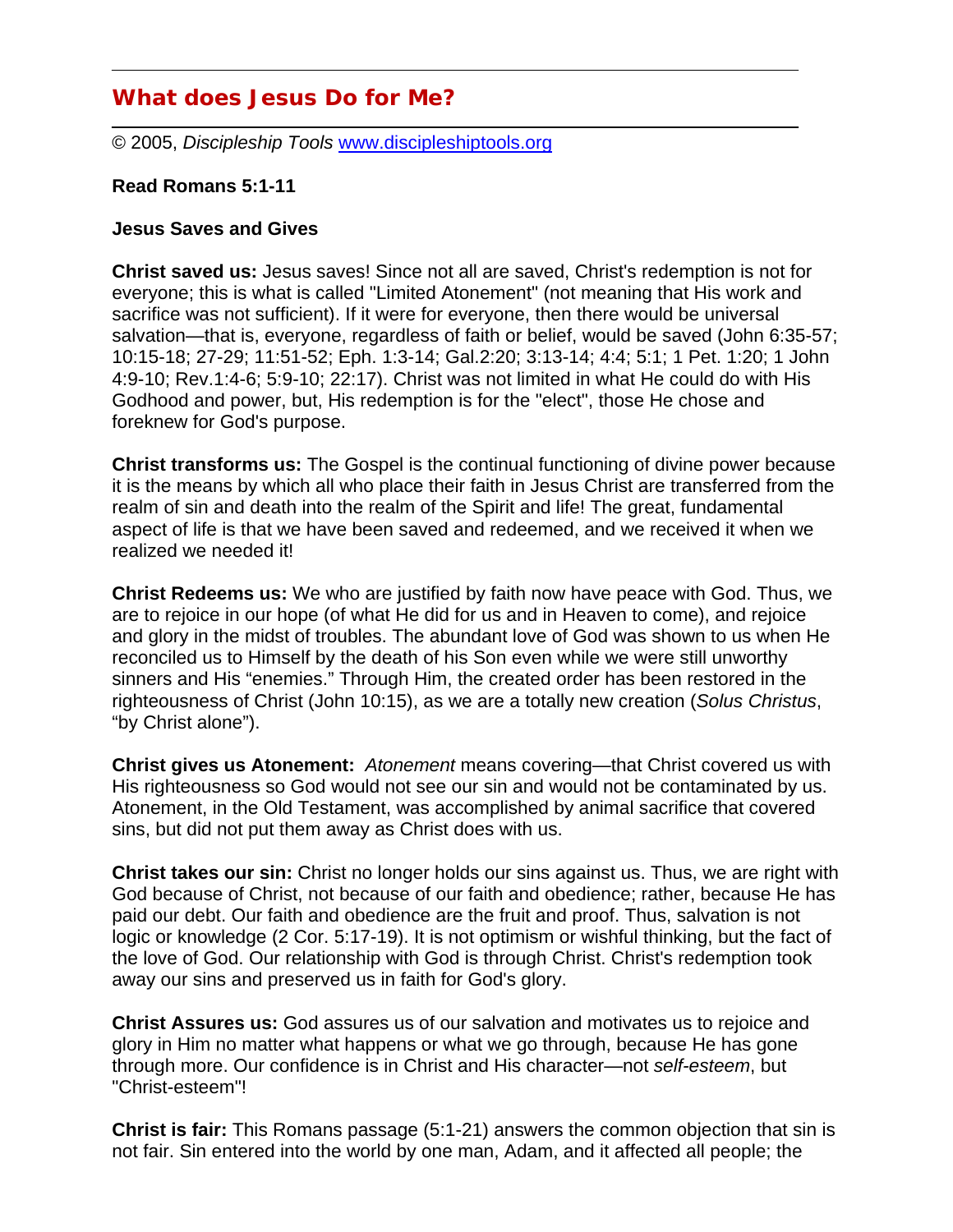# What does Jesus Do for Me?

© 2005, *Discipleship Tools* www.discipleshiptools.org

**Read Romans 5:1-11**

**Jesus Saves and Gives**

**Christ saved us:** Jesus saves! Since not all are saved, Christ's redemption is not for everyone; this is what is called "Limited Atonement" (not meaning that His work and sacrifice was not sufficient). If it were for everyone, then there would be universal salvation—that is, everyone, regardless of faith or belief, would be saved (John 6:35-57; 10:15-18; 27-29; 11:51-52; Eph. 1:3-14; Gal.2:20; 3:13-14; 4:4; 5:1; 1 Pet. 1:20; 1 John 4:9-10; Rev.1:4-6; 5:9-10; 22:17). Christ was not limited in what He could do with His Godhood and power, but, His redemption is for the "elect", those He chose and foreknew for God's purpose.

**Christ transforms us:** The Gospel is the continual functioning of divine power because it is the means by which all who place their faith in Jesus Christ are transferred from the realm of sin and death into the realm of the Spirit and life! The great, fundamental aspect of life is that we have been saved and redeemed, and we received it when we realized we needed it!

**Christ Redeems us:** We who are justified by faith now have peace with God. Thus, we are to rejoice in our hope (of what He did for us and in Heaven to come), and rejoice and glory in the midst of troubles. The abundant love of God was shown to us when He reconciled us to Himself by the death of his Son even while we were still unworthy sinners and His "enemies." Through Him, the created order has been restored in the righteousness of Christ (John 10:15), as we are a totally new creation (*Solus Christus*, "by Christ alone").

**Christ gives us Atonement:** *Atonement* means covering—that Christ covered us with His righteousness so God would not see our sin and would not be contaminated by us. Atonement, in the Old Testament, was accomplished by animal sacrifice that covered sins, but did not put them away as Christ does with us.

**Christ takes our sin:** Christ no longer holds our sins against us. Thus, we are right with God because of Christ, not because of our faith and obedience; rather, because He has paid our debt. Our faith and obedience are the fruit and proof. Thus, salvation is not logic or knowledge (2 Cor. 5:17-19). It is not optimism or wishful thinking, but the fact of the love of God. Our relationship with God is through Christ. Christ's redemption took away our sins and preserved us in faith for God's glory.

**Christ Assures us:** God assures us of our salvation and motivates us to rejoice and glory in Him no matter what happens or what we go through, because He has gone through more. Our confidence is in Christ and His character—not *self-esteem*, but "Christ-esteem"!

**Christ is fair:** This Romans passage (5:1-21) answers the common objection that sin is not fair. Sin entered into the world by one man, Adam, and it affected all people; the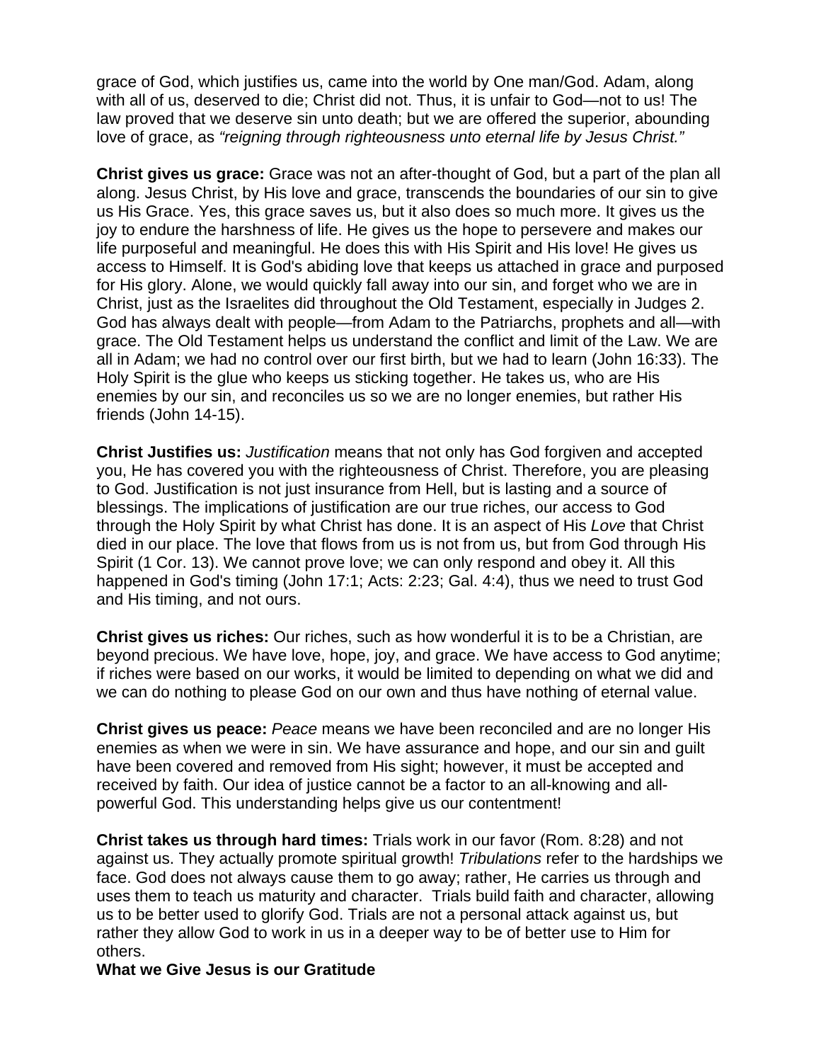grace of God, which justifies us, came into the world by One man/God. Adam, along with all of us, deserved to die; Christ did not. Thus, it is unfair to God—not to us! The law proved that we deserve sin unto death; but we are offered the superior, abounding love of grace, as *"reigning through righteousness unto eternal life by Jesus Christ."*

**Christ gives us grace:** Grace was not an after-thought of God, but a part of the plan all along. Jesus Christ, by His love and grace, transcends the boundaries of our sin to give us His Grace. Yes, this grace saves us, but it also does so much more. It gives us the joy to endure the harshness of life. He gives us the hope to persevere and makes our life purposeful and meaningful. He does this with His Spirit and His love! He gives us access to Himself. It is God's abiding love that keeps us attached in grace and purposed for His glory. Alone, we would quickly fall away into our sin, and forget who we are in Christ, just as the Israelites did throughout the Old Testament, especially in Judges 2. God has always dealt with people—from Adam to the Patriarchs, prophets and all—with grace. The Old Testament helps us understand the conflict and limit of the Law. We are all in Adam; we had no control over our first birth, but we had to learn (John 16:33). The Holy Spirit is the glue who keeps us sticking together. He takes us, who are His enemies by our sin, and reconciles us so we are no longer enemies, but rather His friends (John 14-15).

**Christ Justifies us:** *Justification* means that not only has God forgiven and accepted you, He has covered you with the righteousness of Christ. Therefore, you are pleasing to God. Justification is not just insurance from Hell, but is lasting and a source of blessings. The implications of justification are our true riches, our access to God through the Holy Spirit by what Christ has done. It is an aspect of His *Love* that Christ died in our place. The love that flows from us is not from us, but from God through His Spirit (1 Cor. 13). We cannot prove love; we can only respond and obey it. All this happened in God's timing (John 17:1; Acts: 2:23; Gal. 4:4), thus we need to trust God and His timing, and not ours.

**Christ gives us riches:** Our riches, such as how wonderful it is to be a Christian, are beyond precious. We have love, hope, joy, and grace. We have access to God anytime; if riches were based on our works, it would be limited to depending on what we did and we can do nothing to please God on our own and thus have nothing of eternal value.

**Christ gives us peace:** *Peace* means we have been reconciled and are no longer His enemies as when we were in sin. We have assurance and hope, and our sin and guilt have been covered and removed from His sight; however, it must be accepted and received by faith. Our idea of justice cannot be a factor to an all-knowing and all-powerful God. This understanding helps give us our contentment!

**Christ takes us through hard times:** Trials work in our favor (Rom. 8:28) and not against us. They actually promote spiritual growth! *Tribulations* refer to the hardships we face. God does not always cause them to go away; rather, He carries us through and uses them to teach us maturity and character. Trials build faith and character, allowing us to be better used to glorify God. Trials are not a personal attack against us, but rather they allow God to work in us in a deeper way to be of better use to Him for others.

**What we Give Jesus is our Gratitude**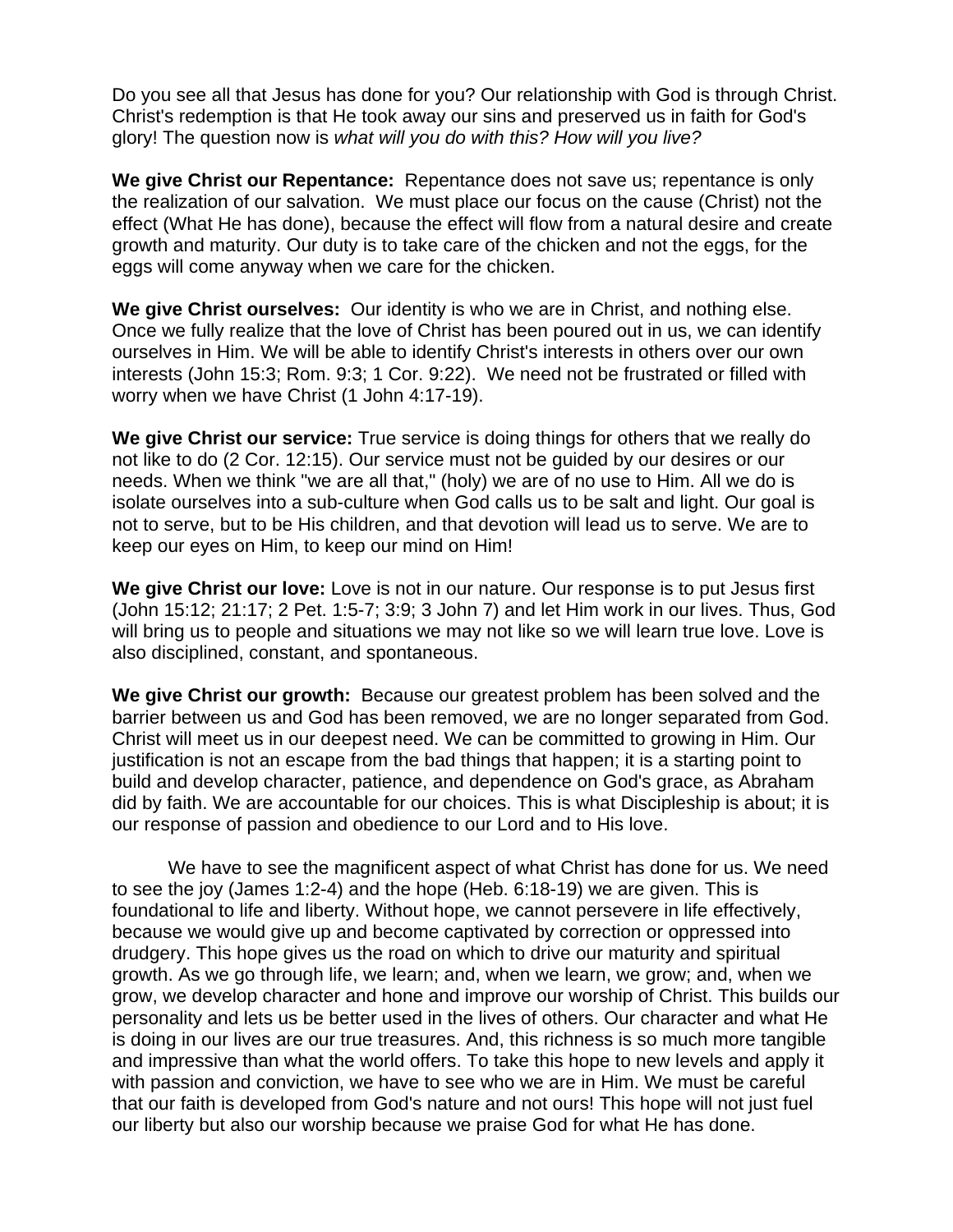Do you see all that Jesus has done for you? Our relationship with God is through Christ. Christ's redemption is that He took away our sins and preserved us in faith for God's glory! The question now is *what will you do with this? How will you live?*

**We give Christ our Repentance:** Repentance does not save us; repentance is only the realization of our salvation. We must place our focus on the cause (Christ) not the effect (What He has done), because the effect will flow from a natural desire and create growth and maturity. Our duty is to take care of the chicken and not the eggs, for the eggs will come anyway when we care for the chicken.

**We give Christ ourselves:** Our identity is who we are in Christ, and nothing else. Once we fully realize that the love of Christ has been poured out in us, we can identify ourselves in Him. We will be able to identify Christ's interests in others over our own interests (John 15:3; Rom. 9:3; 1 Cor. 9:22). We need not be frustrated or filled with worry when we have Christ (1 John 4:17-19).

**We give Christ our service:** True service is doing things for others that we really do not like to do (2 Cor. 12:15). Our service must not be guided by our desires or our needs. When we think "we are all that," (holy) we are of no use to Him. All we do is isolate ourselves into a sub-culture when God calls us to be salt and light. Our goal is not to serve, but to be His children, and that devotion will lead us to serve. We are to keep our eyes on Him, to keep our mind on Him!

**We give Christ our love:** Love is not in our nature. Our response is to put Jesus first (John 15:12; 21:17; 2 Pet. 1:5-7; 3:9; 3 John 7) and let Him work in our lives. Thus, God will bring us to people and situations we may not like so we will learn true love. Love is also disciplined, constant, and spontaneous.

**We give Christ our growth:** Because our greatest problem has been solved and the barrier between us and God has been removed, we are no longer separated from God. Christ will meet us in our deepest need. We can be committed to growing in Him. Our justification is not an escape from the bad things that happen; it is a starting point to build and develop character, patience, and dependence on God's grace, as Abraham did by faith. We are accountable for our choices. This is what Discipleship is about; it is our response of passion and obedience to our Lord and to His love.

We have to see the magnificent aspect of what Christ has done for us. We need to see the joy (James 1:2-4) and the hope (Heb. 6:18-19) we are given. This is foundational to life and liberty. Without hope, we cannot persevere in life effectively, because we would give up and become captivated by correction or oppressed into drudgery. This hope gives us the road on which to drive our maturity and spiritual growth. As we go through life, we learn; and, when we learn, we grow; and, when we grow, we develop character and hone and improve our worship of Christ. This builds our personality and lets us be better used in the lives of others. Our character and what He is doing in our lives are our true treasures. And, this richness is so much more tangible and impressive than what the world offers. To take this hope to new levels and apply it with passion and conviction, we have to see who we are in Him. We must be careful that our faith is developed from God's nature and not ours! This hope will not just fuel our liberty but also our worship because we praise God for what He has done.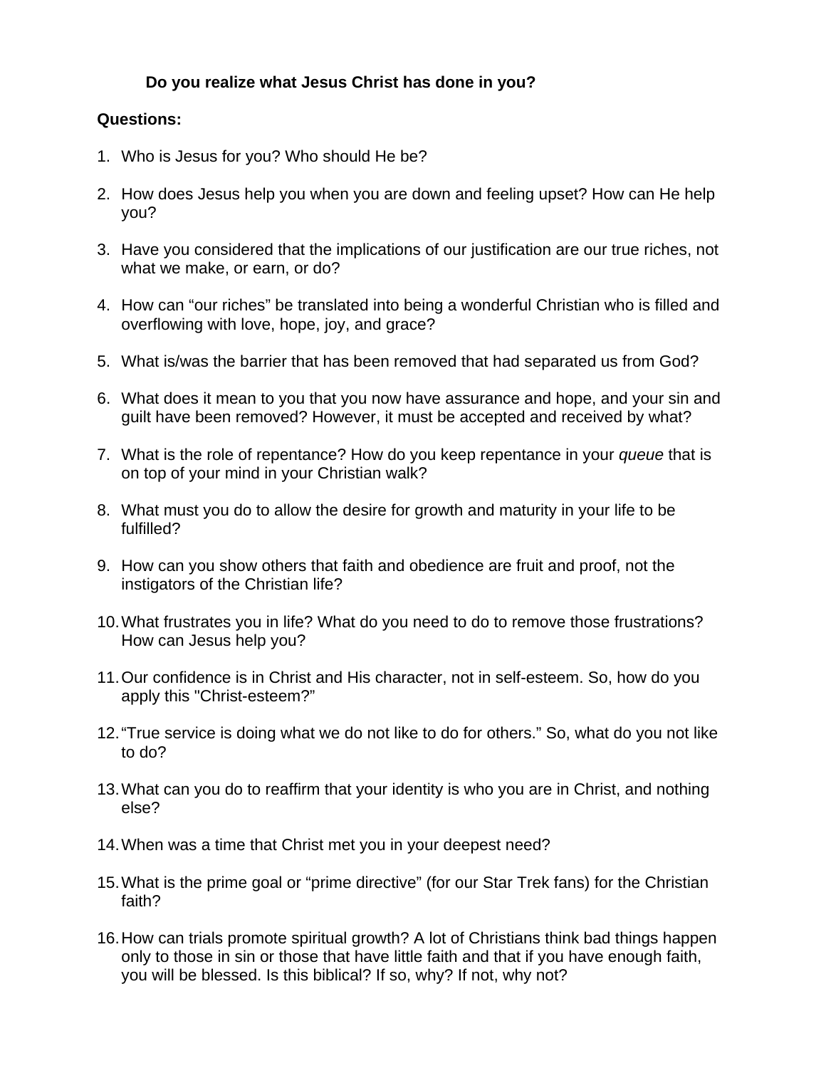**Do you realize what Jesus Christ has done in you?**

**Questions:**

1. Who is Jesus for you? Who should He be?

2. How does Jesus help you when you are down and feeling upset? How can He help you?

3. Have you considered that the implications of our justification are our true riches, not what we make, or earn, or do?

4. How can “our riches” be translated into being a wonderful Christian who is filled and overflowing with love, hope, joy, and grace?

5. What is/was the barrier that has been removed that had separated us from God?

6. What does it mean to you that you now have assurance and hope, and your sin and guilt have been removed? However, it must be accepted and received by what?

7. What is the role of repentance? How do you keep repentance in your *queue* that is on top of your mind in your Christian walk?

8. What must you do to allow the desire for growth and maturity in your life to be fulfilled?

9. How can you show others that faith and obedience are fruit and proof, not the instigators of the Christian life?

10. What frustrates you in life? What do you need to do to remove those frustrations? How can Jesus help you?

11. Our confidence is in Christ and His character, not in self-esteem. So, how do you apply this "Christ-esteem?”

12. “True service is doing what we do not like to do for others.” So, what do you not like to do?

13. What can you do to reaffirm that your identity is who you are in Christ, and nothing else?

14. When was a time that Christ met you in your deepest need?

15. What is the prime goal or “prime directive” (for our Star Trek fans) for the Christian faith?

16. How can trials promote spiritual growth? A lot of Christians think bad things happen only to those in sin or those that have little faith and that if you have enough faith, you will be blessed. Is this biblical? If so, why? If not, why not?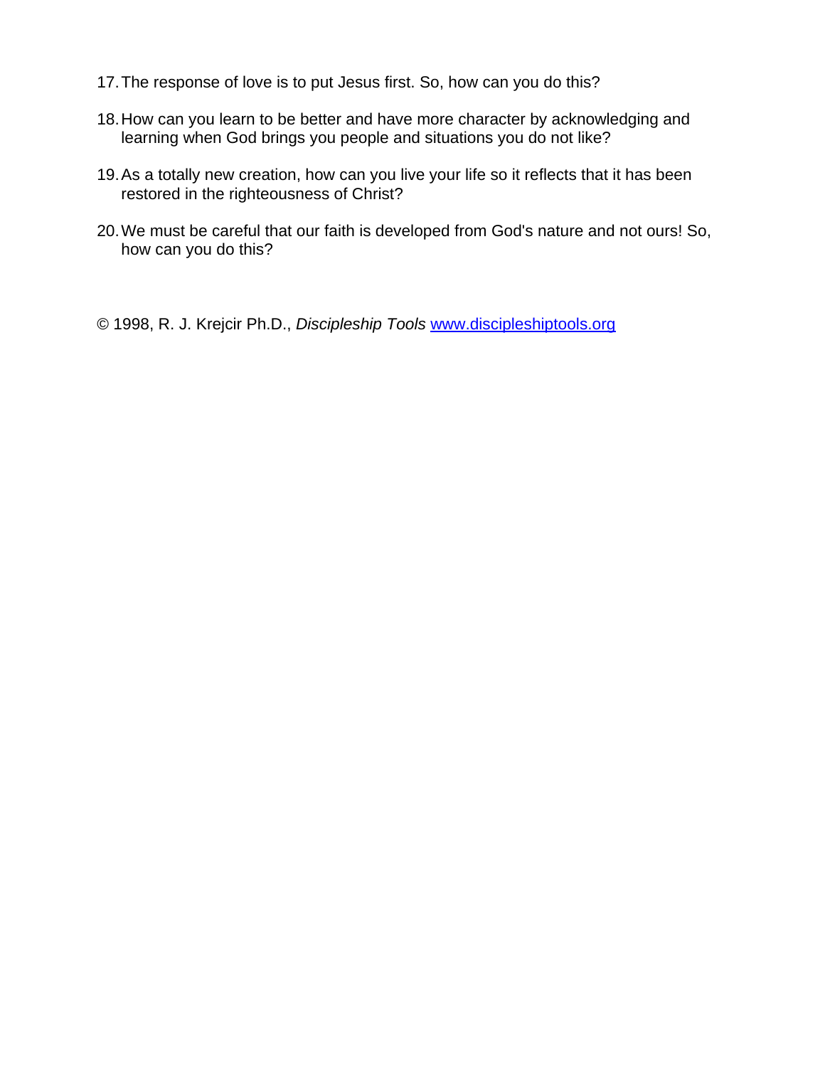17. The response of love is to put Jesus first. So, how can you do this?

18. How can you learn to be better and have more character by acknowledging and learning when God brings you people and situations you do not like?

19. As a totally new creation, how can you live your life so it reflects that it has been restored in the righteousness of Christ?

20. We must be careful that our faith is developed from God's nature and not ours! So, how can you do this?

© 1998, R. J. Krejcir Ph.D., *Discipleship Tools* [www.discipleshiptools.org](http://www.discipleshiptools.org)